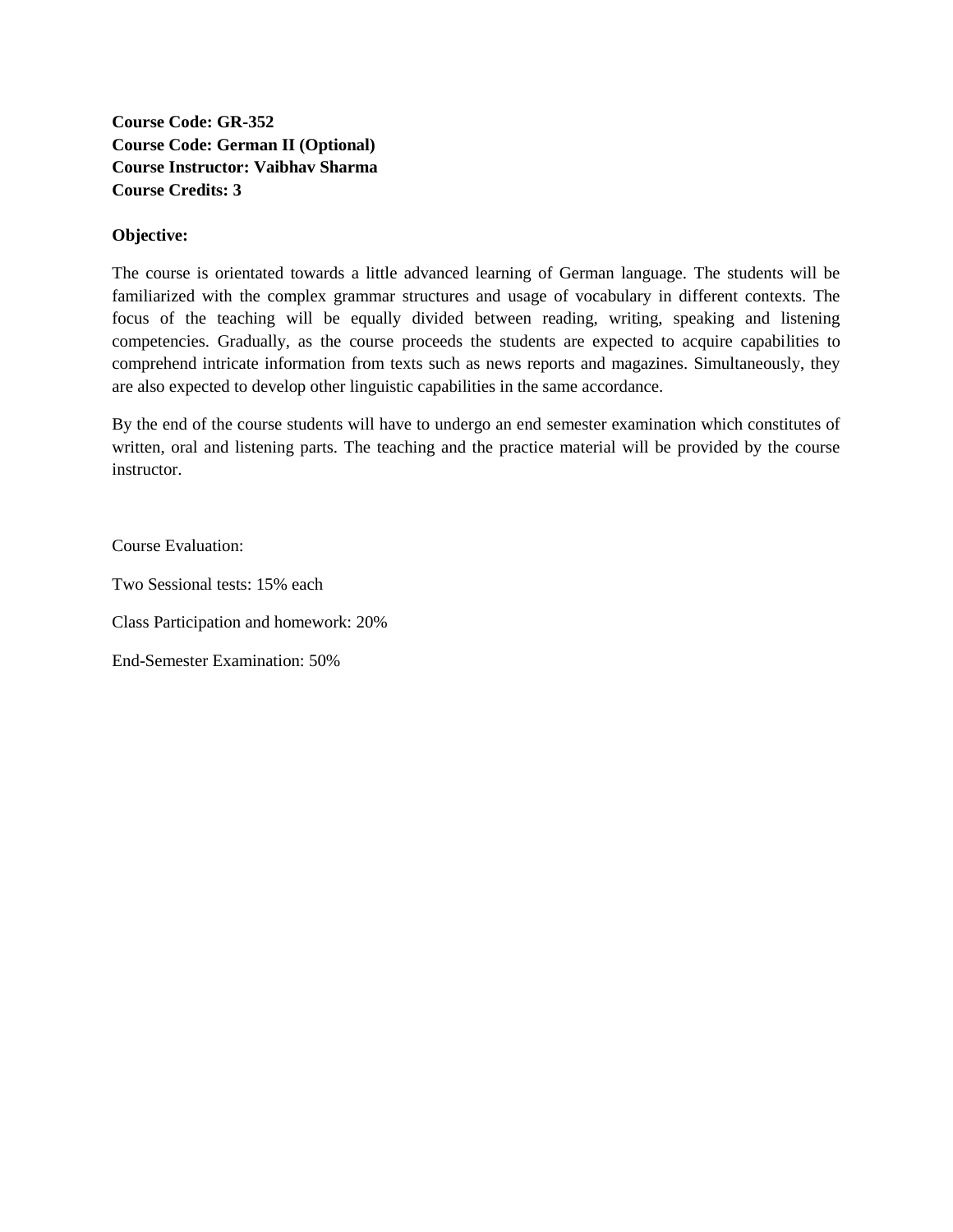**Course Code: GR-352**
**Course Code: German II (Optional)**
**Course Instructor: Vaibhav Sharma**
**Course Credits: 3**

**Objective:**

The course is orientated towards a little advanced learning of German language. The students will be familiarized with the complex grammar structures and usage of vocabulary in different contexts. The focus of the teaching will be equally divided between reading, writing, speaking and listening competencies. Gradually, as the course proceeds the students are expected to acquire capabilities to comprehend intricate information from texts such as news reports and magazines. Simultaneously, they are also expected to develop other linguistic capabilities in the same accordance.

By the end of the course students will have to undergo an end semester examination which constitutes of written, oral and listening parts. The teaching and the practice material will be provided by the course instructor.

Course Evaluation:

Two Sessional tests: 15% each

Class Participation and homework: 20%

End-Semester Examination: 50%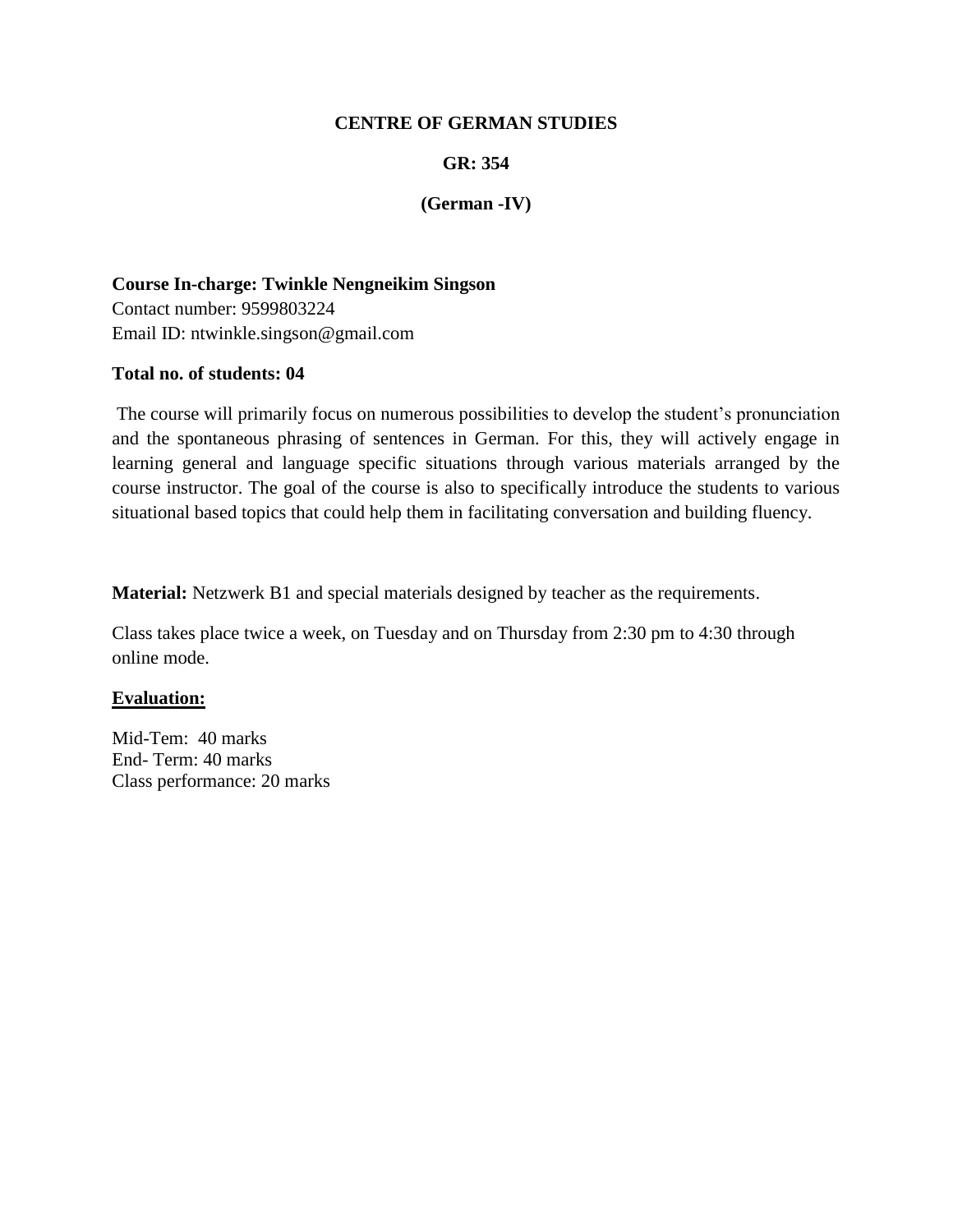**CENTRE OF GERMAN STUDIES**

**GR: 354**

**(German -IV)**

**Course In-charge: Twinkle Nengneikim Singson**
Contact number: 9599803224
Email ID: ntwinkle.singson@gmail.com

**Total no. of students: 04**

The course will primarily focus on numerous possibilities to develop the student's pronunciation and the spontaneous phrasing of sentences in German. For this, they will actively engage in learning general and language specific situations through various materials arranged by the course instructor. The goal of the course is also to specifically introduce the students to various situational based topics that could help them in facilitating conversation and building fluency.

**Material:** Netzwerk B1 and special materials designed by teacher as the requirements.

Class takes place twice a week, on Tuesday and on Thursday from 2:30 pm to 4:30 through online mode.

**<u>Evaluation:</u>**

Mid-Tem: 40 marks
End- Term: 40 marks
Class performance: 20 marks